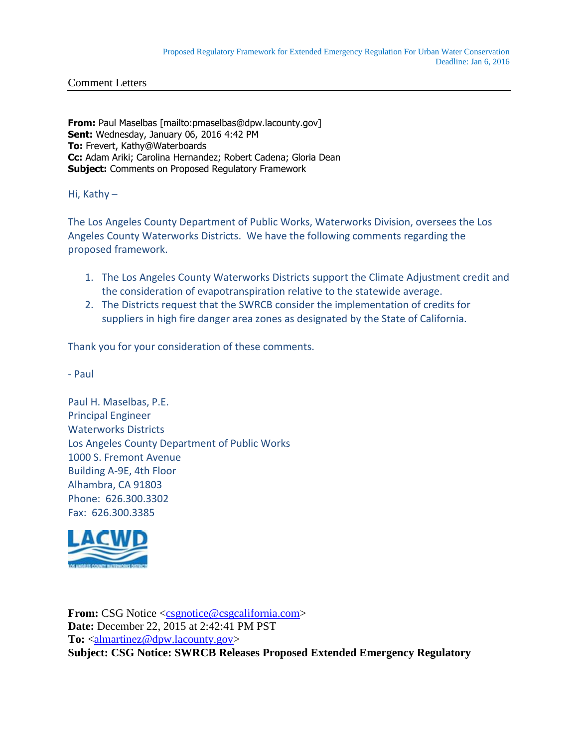Proposed Regulatory Framework for Extended Emergency Regulation For Urban Water Conservation
Deadline: Jan 6, 2016

Comment Letters

**From:** Paul Maselbas [mailto:pmaselbas@dpw.lacounty.gov]
**Sent:** Wednesday, January 06, 2016 4:42 PM
**To:** Frevert, Kathy@Waterboards
**Cc:** Adam Ariki; Carolina Hernandez; Robert Cadena; Gloria Dean
**Subject:** Comments on Proposed Regulatory Framework

Hi, Kathy –

The Los Angeles County Department of Public Works, Waterworks Division, oversees the Los Angeles County Waterworks Districts. We have the following comments regarding the proposed framework.

1. The Los Angeles County Waterworks Districts support the Climate Adjustment credit and the consideration of evapotranspiration relative to the statewide average.
2. The Districts request that the SWRCB consider the implementation of credits for suppliers in high fire danger area zones as designated by the State of California.

Thank you for your consideration of these comments.

- Paul

Paul H. Maselbas, P.E.
Principal Engineer
Waterworks Districts
Los Angeles County Department of Public Works
1000 S. Fremont Avenue
Building A-9E, 4th Floor
Alhambra, CA 91803
Phone: 626.300.3302
Fax: 626.300.3385

LACWD

**From:** CSG Notice <csgnotice@csgcalifornia.com>
**Date:** December 22, 2015 at 2:42:41 PM PST
**To:** <almartinez@dpw.lacounty.gov>
**Subject: CSG Notice: SWRCB Releases Proposed Extended Emergency Regulatory**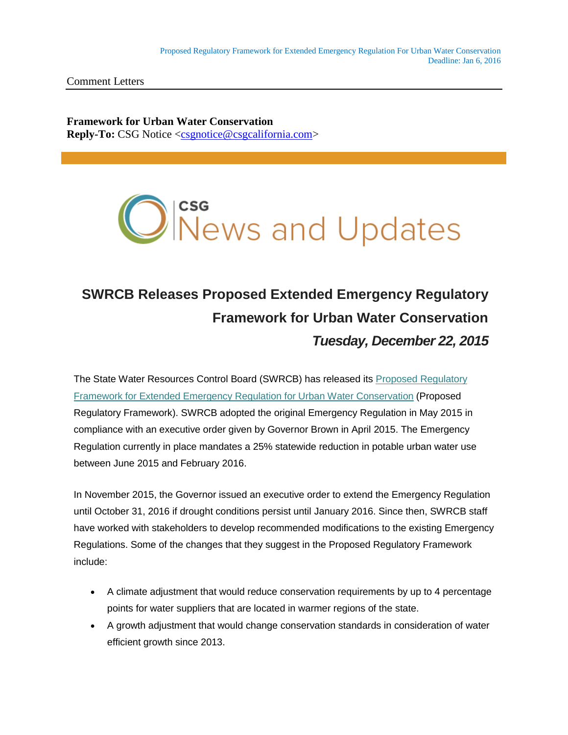Comment Letters

**Framework for Urban Water Conservation**
**Reply-To:** CSG Notice <csgnotice@csgcalifornia.com>

CSG News and Updates

## SWRCB Releases Proposed Extended Emergency Regulatory Framework for Urban Water Conservation

### *Tuesday, December 22, 2015*

The State Water Resources Control Board (SWRCB) has released its Proposed Regulatory Framework for Extended Emergency Regulation for Urban Water Conservation (Proposed Regulatory Framework). SWRCB adopted the original Emergency Regulation in May 2015 in compliance with an executive order given by Governor Brown in April 2015. The Emergency Regulation currently in place mandates a 25% statewide reduction in potable urban water use between June 2015 and February 2016.

In November 2015, the Governor issued an executive order to extend the Emergency Regulation until October 31, 2016 if drought conditions persist until January 2016. Since then, SWRCB staff have worked with stakeholders to develop recommended modifications to the existing Emergency Regulations. Some of the changes that they suggest in the Proposed Regulatory Framework include:

- A climate adjustment that would reduce conservation requirements by up to 4 percentage points for water suppliers that are located in warmer regions of the state.
- A growth adjustment that would change conservation standards in consideration of water efficient growth since 2013.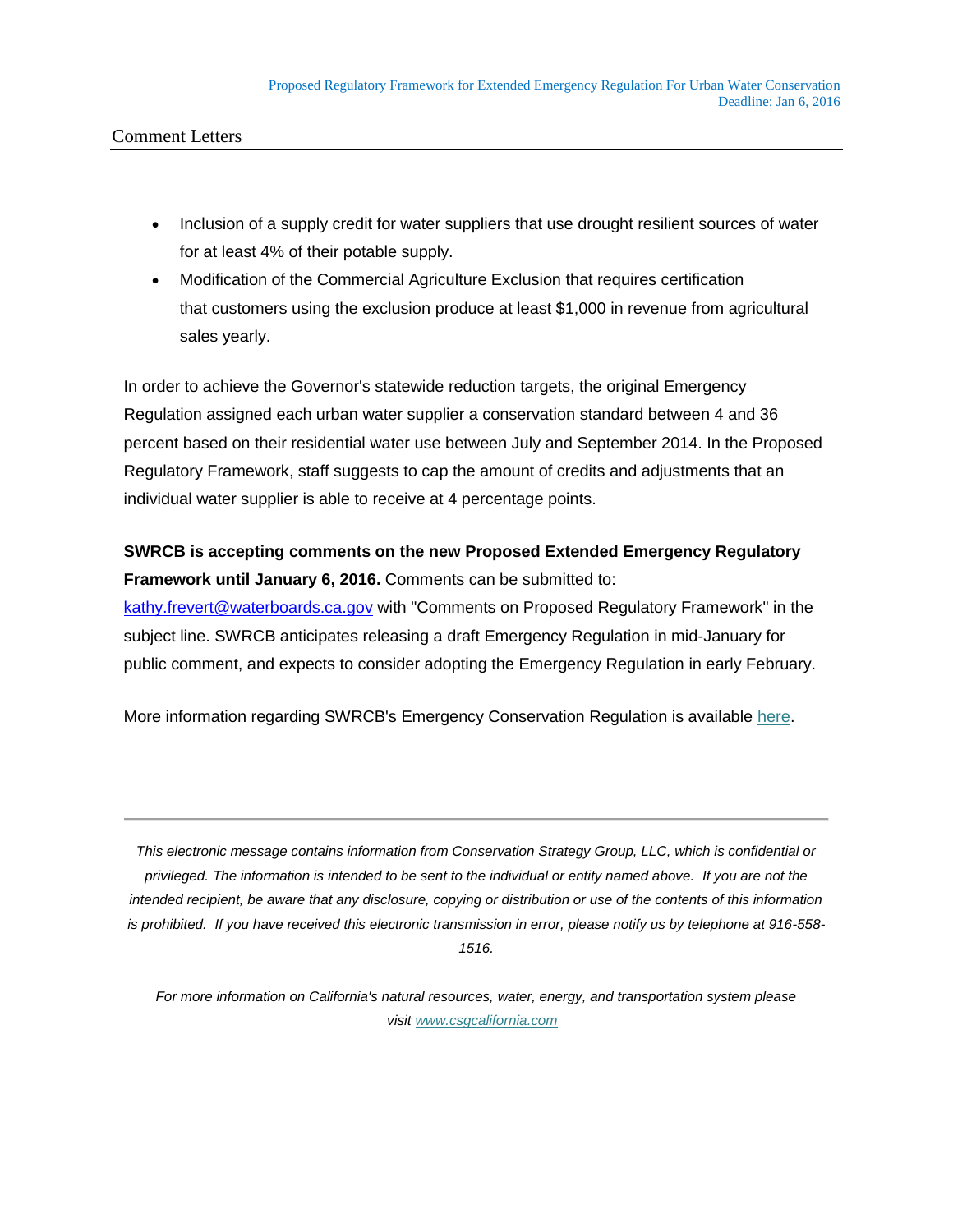- Inclusion of a supply credit for water suppliers that use drought resilient sources of water for at least 4% of their potable supply.
- Modification of the Commercial Agriculture Exclusion that requires certification that customers using the exclusion produce at least $1,000 in revenue from agricultural sales yearly.

In order to achieve the Governor's statewide reduction targets, the original Emergency Regulation assigned each urban water supplier a conservation standard between 4 and 36 percent based on their residential water use between July and September 2014. In the Proposed Regulatory Framework, staff suggests to cap the amount of credits and adjustments that an individual water supplier is able to receive at 4 percentage points.

**SWRCB is accepting comments on the new Proposed Extended Emergency Regulatory Framework until January 6, 2016.** Comments can be submitted to: kathy.frevert@waterboards.ca.gov with "Comments on Proposed Regulatory Framework" in the subject line. SWRCB anticipates releasing a draft Emergency Regulation in mid-January for public comment, and expects to consider adopting the Emergency Regulation in early February.

More information regarding SWRCB's Emergency Conservation Regulation is available here.

---

*This electronic message contains information from Conservation Strategy Group, LLC, which is confidential or privileged. The information is intended to be sent to the individual or entity named above. If you are not the intended recipient, be aware that any disclosure, copying or distribution or use of the contents of this information is prohibited. If you have received this electronic transmission in error, please notify us by telephone at 916-558-1516.*

*For more information on California's natural resources, water, energy, and transportation system please visit www.csgcalifornia.com*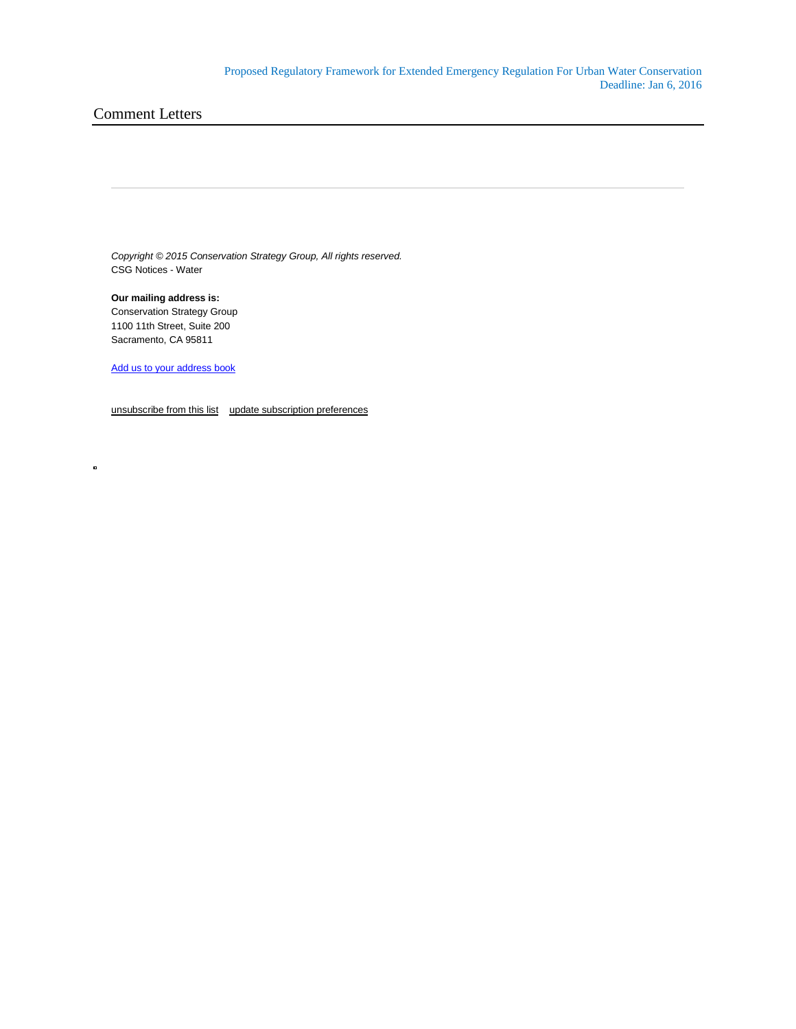---

*Copyright © 2015 Conservation Strategy Group, All rights reserved.*
CSG Notices - Water

**Our mailing address is:**
Conservation Strategy Group
1100 11th Street, Suite 200
Sacramento, CA 95811

Add us to your address book

unsubscribe from this list    update subscription preferences